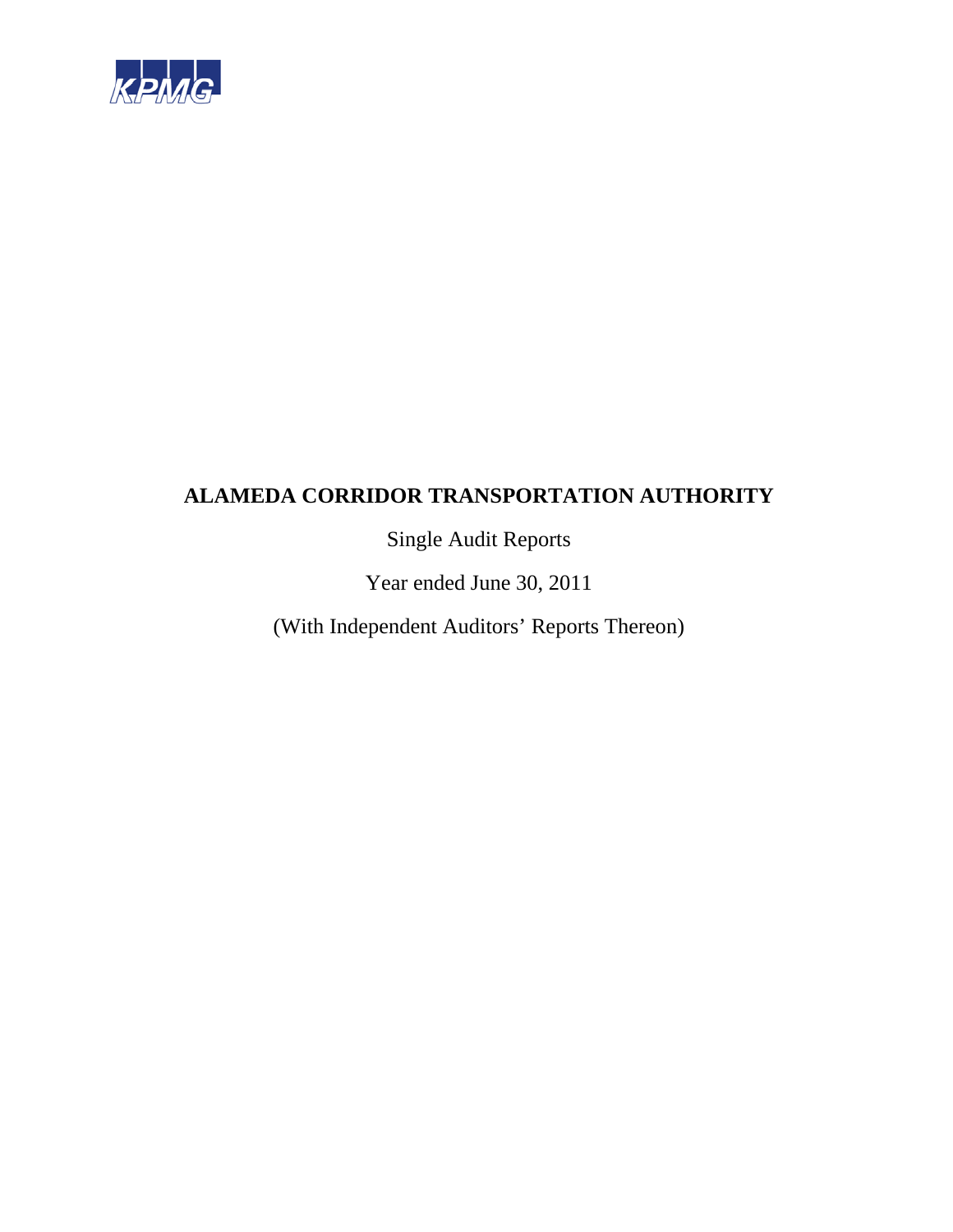KPMG

# ALAMEDA CORRIDOR TRANSPORTATION AUTHORITY

Single Audit Reports

Year ended June 30, 2011

(With Independent Auditors' Reports Thereon)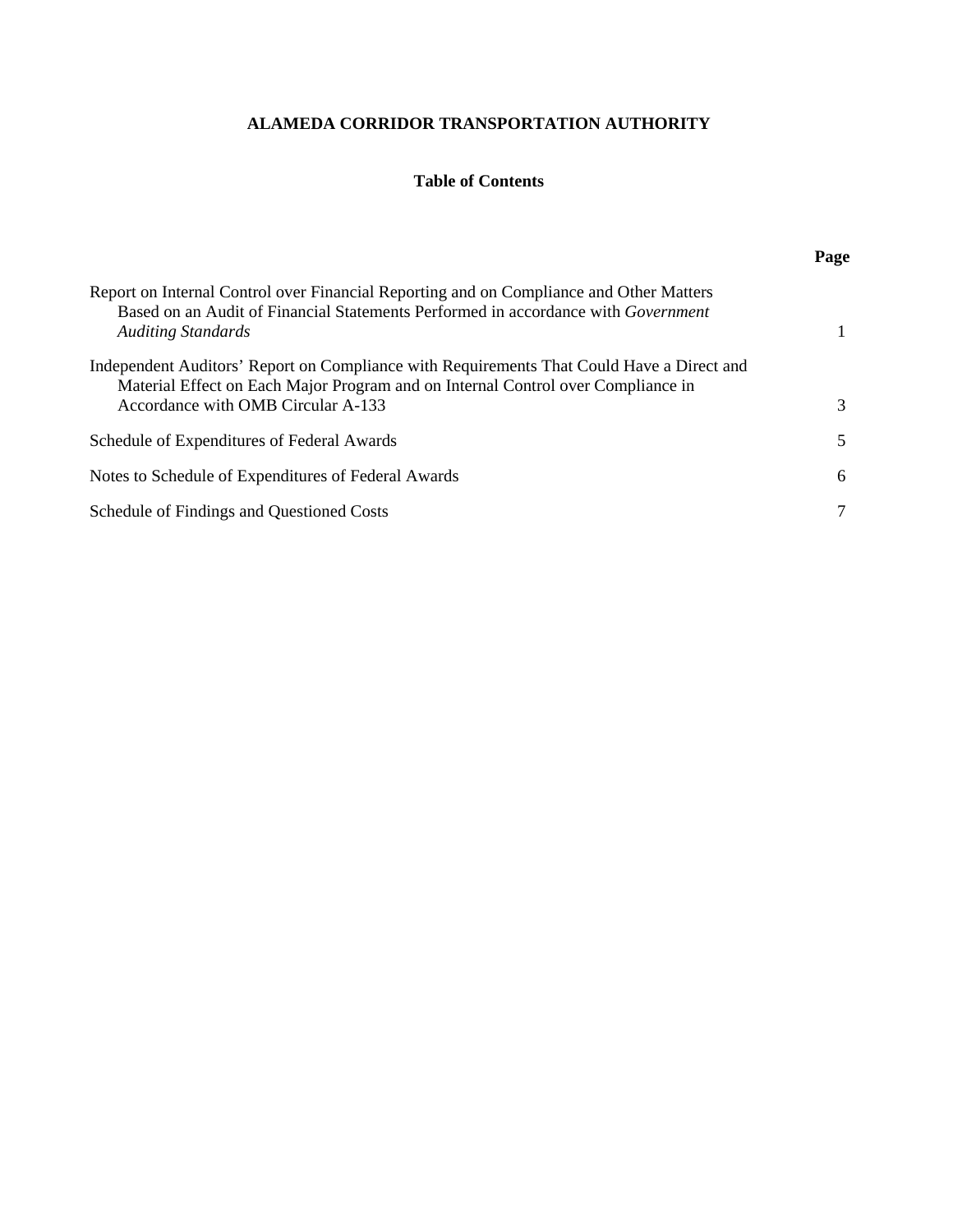**ALAMEDA CORRIDOR TRANSPORTATION AUTHORITY**

**Table of Contents**

| | **Page** |
|---|---|
| Report on Internal Control over Financial Reporting and on Compliance and Other Matters Based on an Audit of Financial Statements Performed in accordance with *Government Auditing Standards* | 1 |
| Independent Auditors' Report on Compliance with Requirements That Could Have a Direct and Material Effect on Each Major Program and on Internal Control over Compliance in Accordance with OMB Circular A-133 | 3 |
| Schedule of Expenditures of Federal Awards | 5 |
| Notes to Schedule of Expenditures of Federal Awards | 6 |
| Schedule of Findings and Questioned Costs | 7 |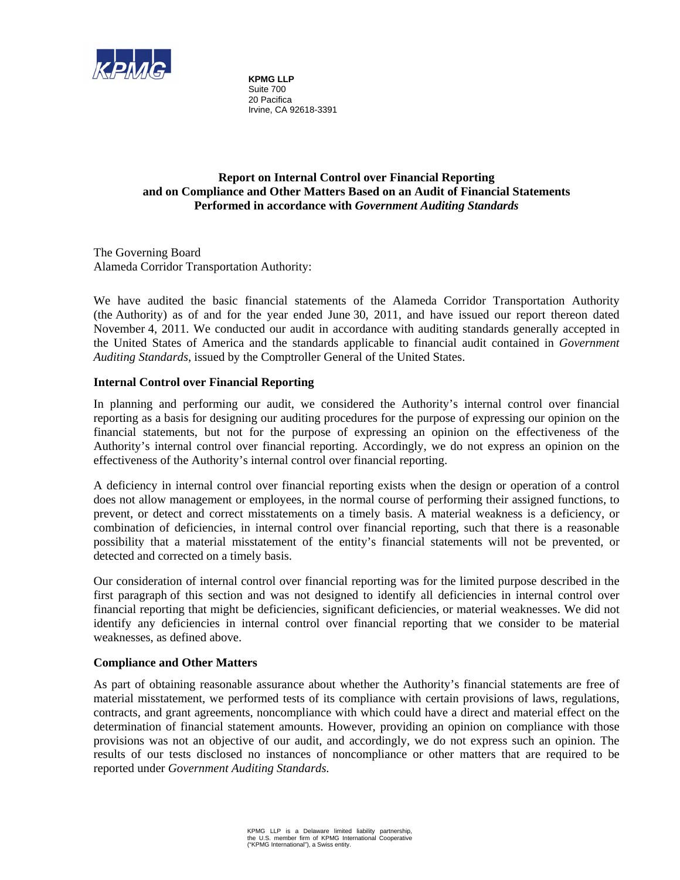KPMG

**KPMG LLP**
Suite 700
20 Pacifica
Irvine, CA 92618-3391

## Report on Internal Control over Financial Reporting and on Compliance and Other Matters Based on an Audit of Financial Statements Performed in accordance with *Government Auditing Standards*

The Governing Board
Alameda Corridor Transportation Authority:

We have audited the basic financial statements of the Alameda Corridor Transportation Authority (the Authority) as of and for the year ended June 30, 2011, and have issued our report thereon dated November 4, 2011. We conducted our audit in accordance with auditing standards generally accepted in the United States of America and the standards applicable to financial audit contained in *Government Auditing Standards*, issued by the Comptroller General of the United States.

### Internal Control over Financial Reporting

In planning and performing our audit, we considered the Authority's internal control over financial reporting as a basis for designing our auditing procedures for the purpose of expressing our opinion on the financial statements, but not for the purpose of expressing an opinion on the effectiveness of the Authority's internal control over financial reporting. Accordingly, we do not express an opinion on the effectiveness of the Authority's internal control over financial reporting.

A deficiency in internal control over financial reporting exists when the design or operation of a control does not allow management or employees, in the normal course of performing their assigned functions, to prevent, or detect and correct misstatements on a timely basis. A material weakness is a deficiency, or combination of deficiencies, in internal control over financial reporting, such that there is a reasonable possibility that a material misstatement of the entity's financial statements will not be prevented, or detected and corrected on a timely basis.

Our consideration of internal control over financial reporting was for the limited purpose described in the first paragraph of this section and was not designed to identify all deficiencies in internal control over financial reporting that might be deficiencies, significant deficiencies, or material weaknesses. We did not identify any deficiencies in internal control over financial reporting that we consider to be material weaknesses, as defined above.

### Compliance and Other Matters

As part of obtaining reasonable assurance about whether the Authority's financial statements are free of material misstatement, we performed tests of its compliance with certain provisions of laws, regulations, contracts, and grant agreements, noncompliance with which could have a direct and material effect on the determination of financial statement amounts. However, providing an opinion on compliance with those provisions was not an objective of our audit, and accordingly, we do not express such an opinion. The results of our tests disclosed no instances of noncompliance or other matters that are required to be reported under *Government Auditing Standards.*

KPMG LLP is a Delaware limited liability partnership, the U.S. member firm of KPMG International Cooperative ("KPMG International"), a Swiss entity.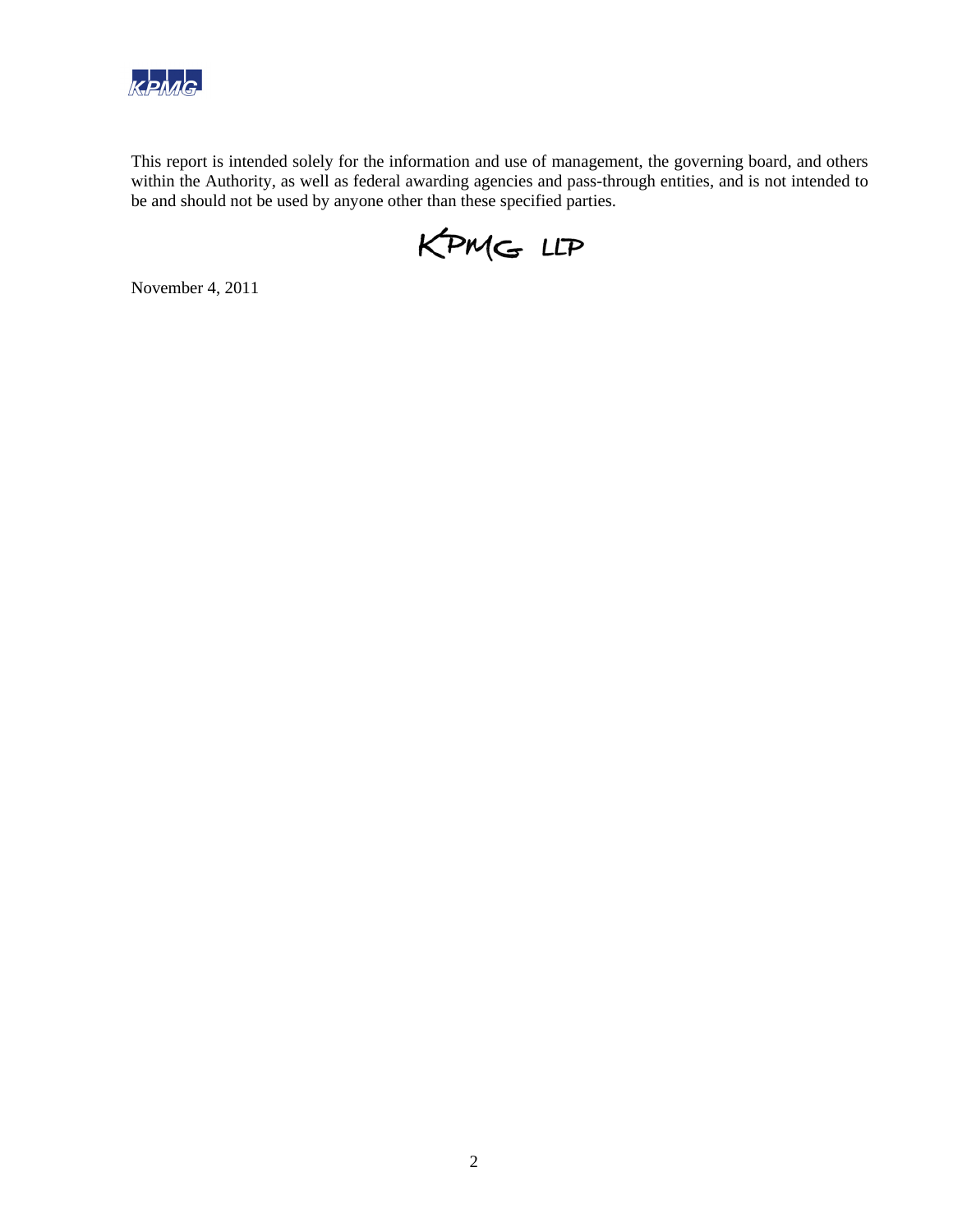This report is intended solely for the information and use of management, the governing board, and others within the Authority, as well as federal awarding agencies and pass-through entities, and is not intended to be and should not be used by anyone other than these specified parties.

KPMG LLP

November 4, 2011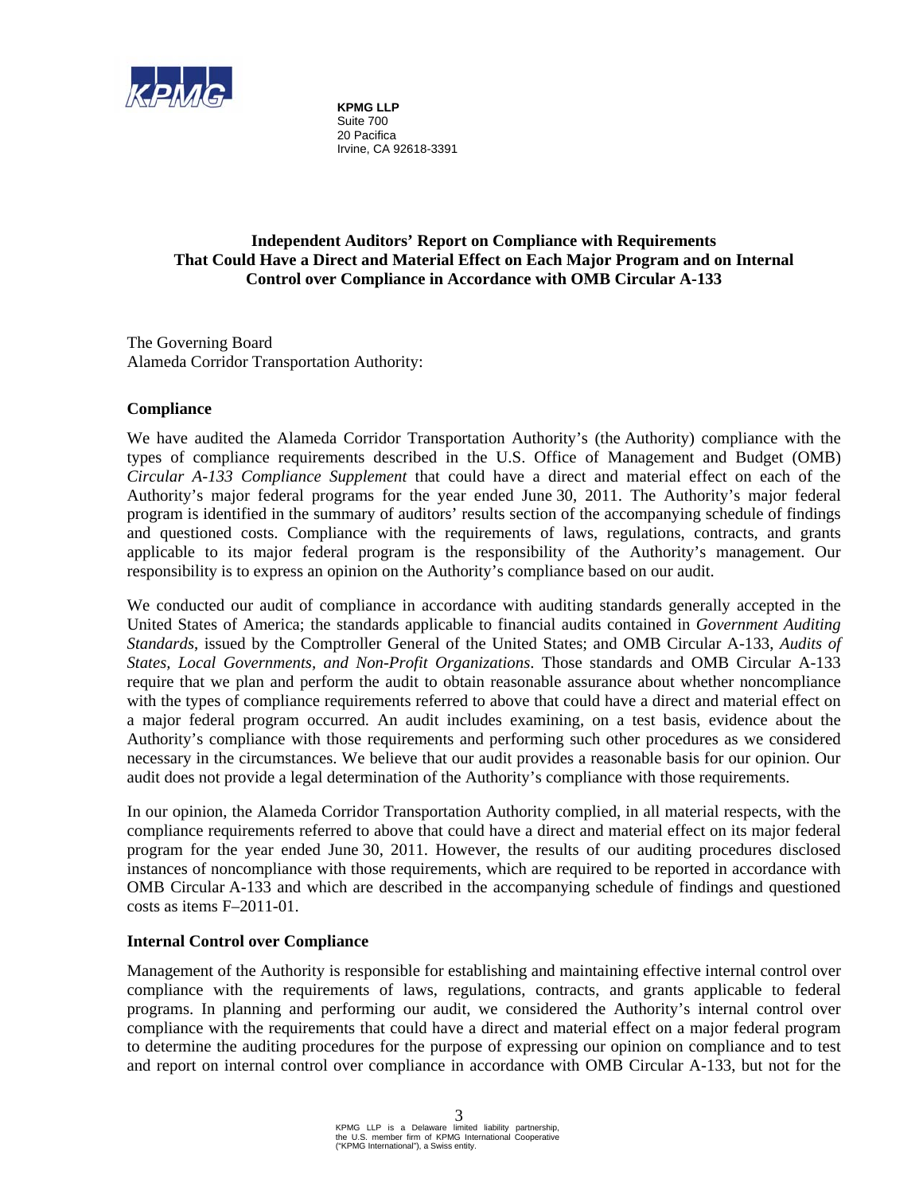KPMG LLP
Suite 700
20 Pacifica
Irvine, CA 92618-3391

**Independent Auditors' Report on Compliance with Requirements That Could Have a Direct and Material Effect on Each Major Program and on Internal Control over Compliance in Accordance with OMB Circular A-133**

The Governing Board
Alameda Corridor Transportation Authority:

**Compliance**

We have audited the Alameda Corridor Transportation Authority's (the Authority) compliance with the types of compliance requirements described in the U.S. Office of Management and Budget (OMB) *Circular A-133 Compliance Supplement* that could have a direct and material effect on each of the Authority's major federal programs for the year ended June 30, 2011. The Authority's major federal program is identified in the summary of auditors' results section of the accompanying schedule of findings and questioned costs. Compliance with the requirements of laws, regulations, contracts, and grants applicable to its major federal program is the responsibility of the Authority's management. Our responsibility is to express an opinion on the Authority's compliance based on our audit.

We conducted our audit of compliance in accordance with auditing standards generally accepted in the United States of America; the standards applicable to financial audits contained in *Government Auditing Standards*, issued by the Comptroller General of the United States; and OMB Circular A-133, *Audits of States, Local Governments, and Non-Profit Organizations*. Those standards and OMB Circular A-133 require that we plan and perform the audit to obtain reasonable assurance about whether noncompliance with the types of compliance requirements referred to above that could have a direct and material effect on a major federal program occurred. An audit includes examining, on a test basis, evidence about the Authority's compliance with those requirements and performing such other procedures as we considered necessary in the circumstances. We believe that our audit provides a reasonable basis for our opinion. Our audit does not provide a legal determination of the Authority's compliance with those requirements.

In our opinion, the Alameda Corridor Transportation Authority complied, in all material respects, with the compliance requirements referred to above that could have a direct and material effect on its major federal program for the year ended June 30, 2011. However, the results of our auditing procedures disclosed instances of noncompliance with those requirements, which are required to be reported in accordance with OMB Circular A-133 and which are described in the accompanying schedule of findings and questioned costs as items F–2011-01.

**Internal Control over Compliance**

Management of the Authority is responsible for establishing and maintaining effective internal control over compliance with the requirements of laws, regulations, contracts, and grants applicable to federal programs. In planning and performing our audit, we considered the Authority's internal control over compliance with the requirements that could have a direct and material effect on a major federal program to determine the auditing procedures for the purpose of expressing our opinion on compliance and to test and report on internal control over compliance in accordance with OMB Circular A-133, but not for the

KPMG LLP is a Delaware limited liability partnership, the U.S. member firm of KPMG International Cooperative ("KPMG International"), a Swiss entity.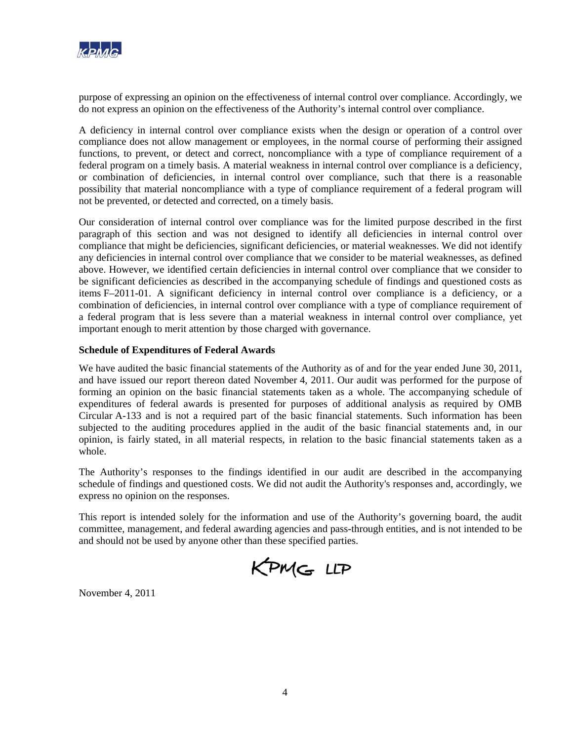purpose of expressing an opinion on the effectiveness of internal control over compliance. Accordingly, we do not express an opinion on the effectiveness of the Authority's internal control over compliance.

A deficiency in internal control over compliance exists when the design or operation of a control over compliance does not allow management or employees, in the normal course of performing their assigned functions, to prevent, or detect and correct, noncompliance with a type of compliance requirement of a federal program on a timely basis. A material weakness in internal control over compliance is a deficiency, or combination of deficiencies, in internal control over compliance, such that there is a reasonable possibility that material noncompliance with a type of compliance requirement of a federal program will not be prevented, or detected and corrected, on a timely basis.

Our consideration of internal control over compliance was for the limited purpose described in the first paragraph of this section and was not designed to identify all deficiencies in internal control over compliance that might be deficiencies, significant deficiencies, or material weaknesses. We did not identify any deficiencies in internal control over compliance that we consider to be material weaknesses, as defined above. However, we identified certain deficiencies in internal control over compliance that we consider to be significant deficiencies as described in the accompanying schedule of findings and questioned costs as items F–2011-01. A significant deficiency in internal control over compliance is a deficiency, or a combination of deficiencies, in internal control over compliance with a type of compliance requirement of a federal program that is less severe than a material weakness in internal control over compliance, yet important enough to merit attention by those charged with governance.

**Schedule of Expenditures of Federal Awards**

We have audited the basic financial statements of the Authority as of and for the year ended June 30, 2011, and have issued our report thereon dated November 4, 2011. Our audit was performed for the purpose of forming an opinion on the basic financial statements taken as a whole. The accompanying schedule of expenditures of federal awards is presented for purposes of additional analysis as required by OMB Circular A-133 and is not a required part of the basic financial statements. Such information has been subjected to the auditing procedures applied in the audit of the basic financial statements and, in our opinion, is fairly stated, in all material respects, in relation to the basic financial statements taken as a whole.

The Authority's responses to the findings identified in our audit are described in the accompanying schedule of findings and questioned costs. We did not audit the Authority's responses and, accordingly, we express no opinion on the responses.

This report is intended solely for the information and use of the Authority's governing board, the audit committee, management, and federal awarding agencies and pass-through entities, and is not intended to be and should not be used by anyone other than these specified parties.

KPMG LLP

November 4, 2011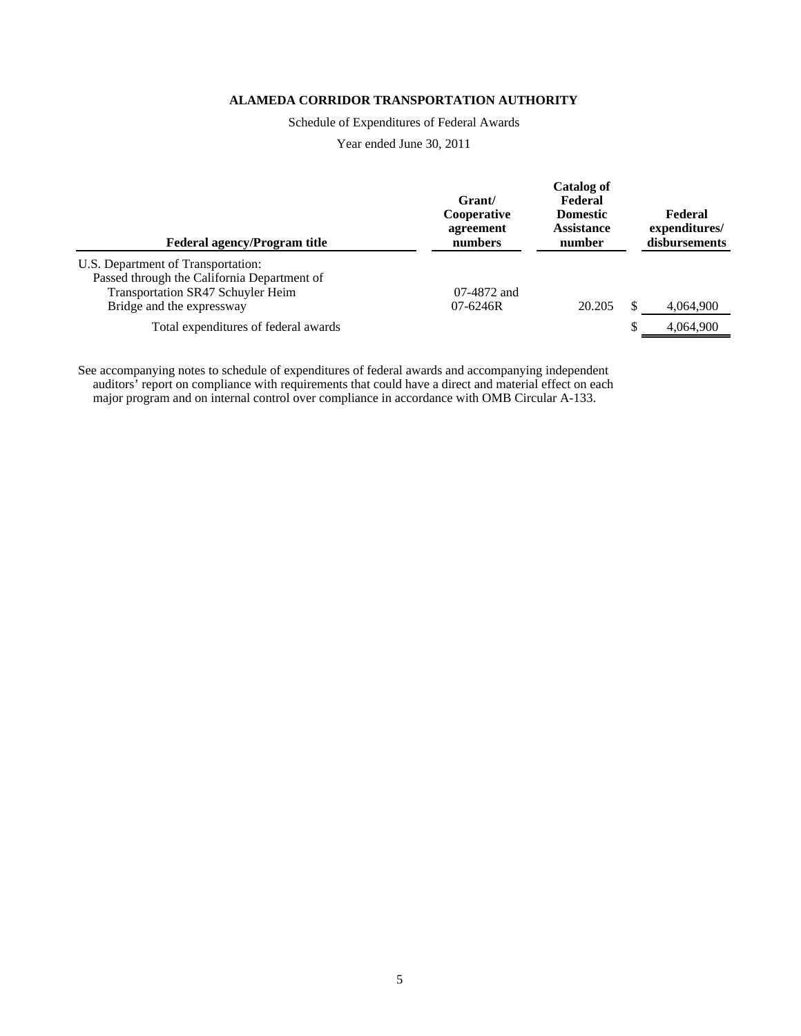**ALAMEDA CORRIDOR TRANSPORTATION AUTHORITY**

Schedule of Expenditures of Federal Awards

Year ended June 30, 2011

| Federal agency/Program title | Grant/ Cooperative agreement numbers | Catalog of Federal Domestic Assistance number | Federal expenditures/ disbursements |
|---|---|---|---|
| U.S. Department of Transportation: | | | |
| Passed through the California Department of Transportation SR47 Schuyler Heim Bridge and the expressway | 07-4872 and 07-6246R | 20.205 | $ 4,064,900 |
| Total expenditures of federal awards | | | $ 4,064,900 |

See accompanying notes to schedule of expenditures of federal awards and accompanying independent auditors' report on compliance with requirements that could have a direct and material effect on each major program and on internal control over compliance in accordance with OMB Circular A-133.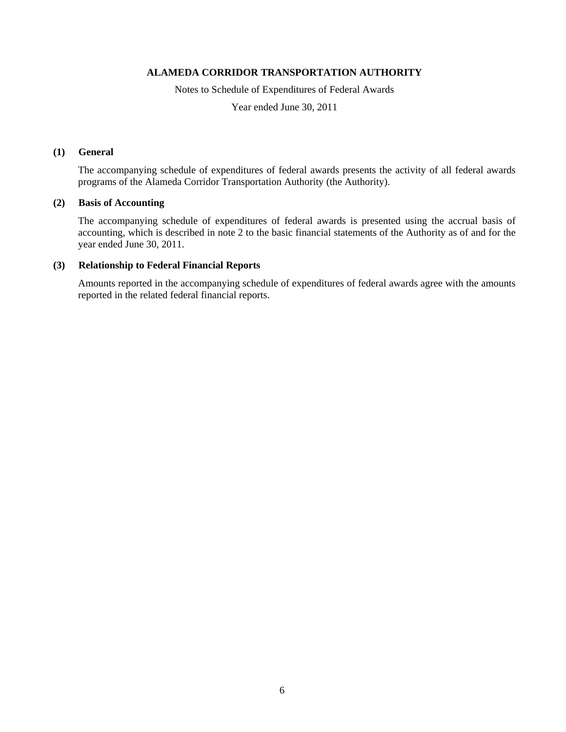**ALAMEDA CORRIDOR TRANSPORTATION AUTHORITY**

Notes to Schedule of Expenditures of Federal Awards

Year ended June 30, 2011

## (1) General

The accompanying schedule of expenditures of federal awards presents the activity of all federal awards programs of the Alameda Corridor Transportation Authority (the Authority).

## (2) Basis of Accounting

The accompanying schedule of expenditures of federal awards is presented using the accrual basis of accounting, which is described in note 2 to the basic financial statements of the Authority as of and for the year ended June 30, 2011.

## (3) Relationship to Federal Financial Reports

Amounts reported in the accompanying schedule of expenditures of federal awards agree with the amounts reported in the related federal financial reports.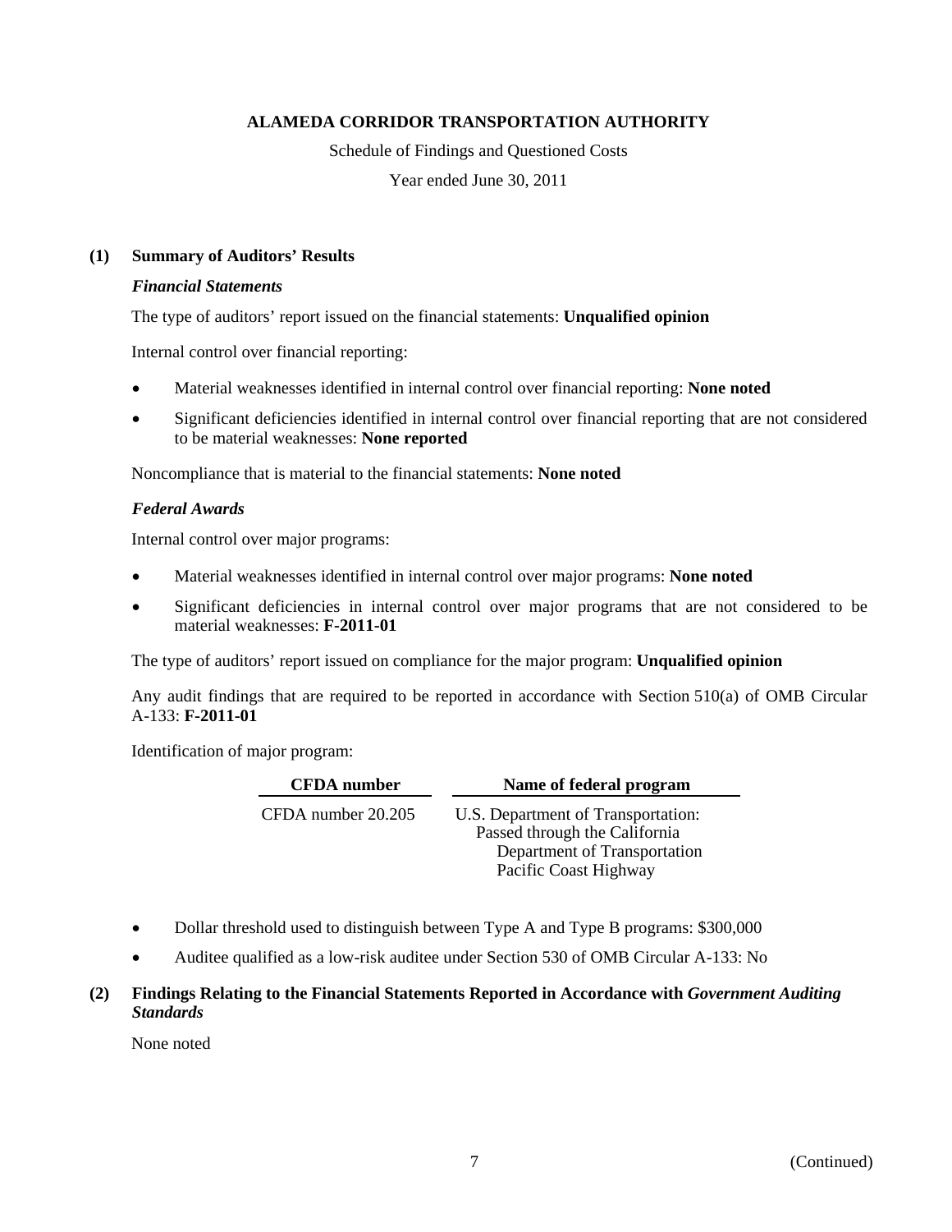**ALAMEDA CORRIDOR TRANSPORTATION AUTHORITY**

Schedule of Findings and Questioned Costs

Year ended June 30, 2011

## (1) Summary of Auditors' Results

### *Financial Statements*

The type of auditors' report issued on the financial statements: **Unqualified opinion**

Internal control over financial reporting:

- Material weaknesses identified in internal control over financial reporting: **None noted**
- Significant deficiencies identified in internal control over financial reporting that are not considered to be material weaknesses: **None reported**

Noncompliance that is material to the financial statements: **None noted**

### *Federal Awards*

Internal control over major programs:

- Material weaknesses identified in internal control over major programs: **None noted**
- Significant deficiencies in internal control over major programs that are not considered to be material weaknesses: **F-2011-01**

The type of auditors' report issued on compliance for the major program: **Unqualified opinion**

Any audit findings that are required to be reported in accordance with Section 510(a) of OMB Circular A-133: **F-2011-01**

Identification of major program:

| CFDA number | Name of federal program |
|---|---|
| CFDA number 20.205 | U.S. Department of Transportation: Passed through the California Department of Transportation Pacific Coast Highway |

- Dollar threshold used to distinguish between Type A and Type B programs: $300,000
- Auditee qualified as a low-risk auditee under Section 530 of OMB Circular A-133: No

## (2) Findings Relating to the Financial Statements Reported in Accordance with *Government Auditing Standards*

None noted

(Continued)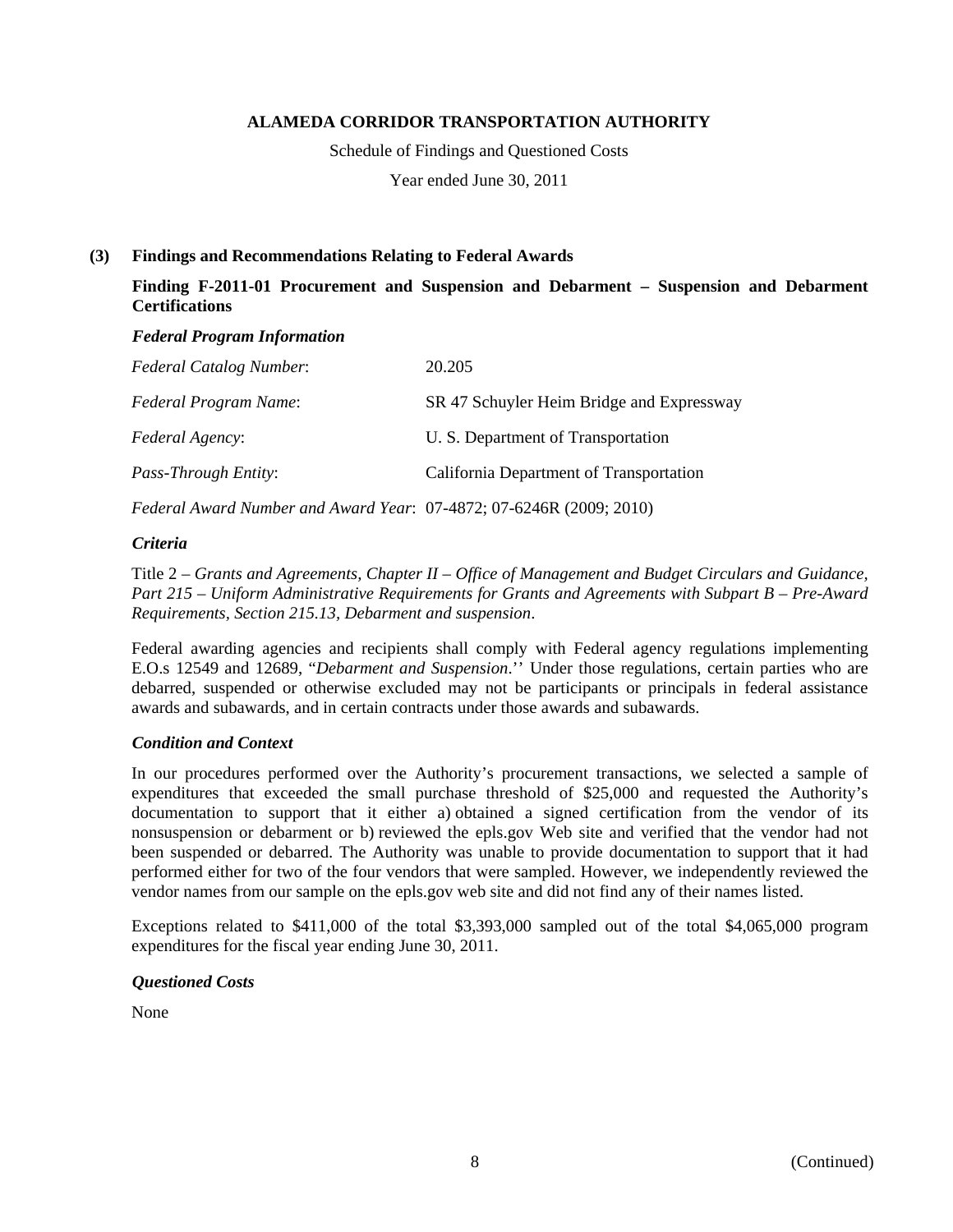# ALAMEDA CORRIDOR TRANSPORTATION AUTHORITY

Schedule of Findings and Questioned Costs

Year ended June 30, 2011

## (3) Findings and Recommendations Relating to Federal Awards

### Finding F-2011-01 Procurement and Suspension and Debarment – Suspension and Debarment Certifications

#### *Federal Program Information*

| | |
|---|---|
| *Federal Catalog Number*: | 20.205 |
| *Federal Program Name*: | SR 47 Schuyler Heim Bridge and Expressway |
| *Federal Agency*: | U. S. Department of Transportation |
| *Pass-Through Entity*: | California Department of Transportation |

*Federal Award Number and Award Year*: 07-4872; 07-6246R (2009; 2010)

#### *Criteria*

Title 2 – *Grants and Agreements, Chapter II – Office of Management and Budget Circulars and Guidance, Part 215 – Uniform Administrative Requirements for Grants and Agreements with Subpart B – Pre-Award Requirements, Section 215.13, Debarment and suspension*.

Federal awarding agencies and recipients shall comply with Federal agency regulations implementing E.O.s 12549 and 12689, "*Debarment and Suspension*.'' Under those regulations, certain parties who are debarred, suspended or otherwise excluded may not be participants or principals in federal assistance awards and subawards, and in certain contracts under those awards and subawards.

#### *Condition and Context*

In our procedures performed over the Authority's procurement transactions, we selected a sample of expenditures that exceeded the small purchase threshold of $25,000 and requested the Authority's documentation to support that it either a) obtained a signed certification from the vendor of its nonsuspension or debarment or b) reviewed the epls.gov Web site and verified that the vendor had not been suspended or debarred. The Authority was unable to provide documentation to support that it had performed either for two of the four vendors that were sampled. However, we independently reviewed the vendor names from our sample on the epls.gov web site and did not find any of their names listed.

Exceptions related to $411,000 of the total $3,393,000 sampled out of the total $4,065,000 program expenditures for the fiscal year ending June 30, 2011.

#### *Questioned Costs*

None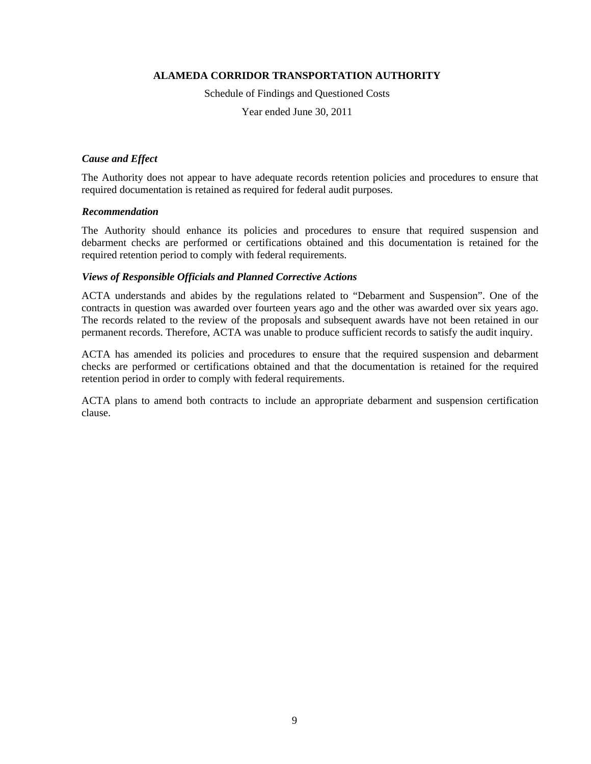**ALAMEDA CORRIDOR TRANSPORTATION AUTHORITY**

Schedule of Findings and Questioned Costs

Year ended June 30, 2011

### *Cause and Effect*

The Authority does not appear to have adequate records retention policies and procedures to ensure that required documentation is retained as required for federal audit purposes.

### *Recommendation*

The Authority should enhance its policies and procedures to ensure that required suspension and debarment checks are performed or certifications obtained and this documentation is retained for the required retention period to comply with federal requirements.

### *Views of Responsible Officials and Planned Corrective Actions*

ACTA understands and abides by the regulations related to "Debarment and Suspension". One of the contracts in question was awarded over fourteen years ago and the other was awarded over six years ago. The records related to the review of the proposals and subsequent awards have not been retained in our permanent records. Therefore, ACTA was unable to produce sufficient records to satisfy the audit inquiry.

ACTA has amended its policies and procedures to ensure that the required suspension and debarment checks are performed or certifications obtained and that the documentation is retained for the required retention period in order to comply with federal requirements.

ACTA plans to amend both contracts to include an appropriate debarment and suspension certification clause.